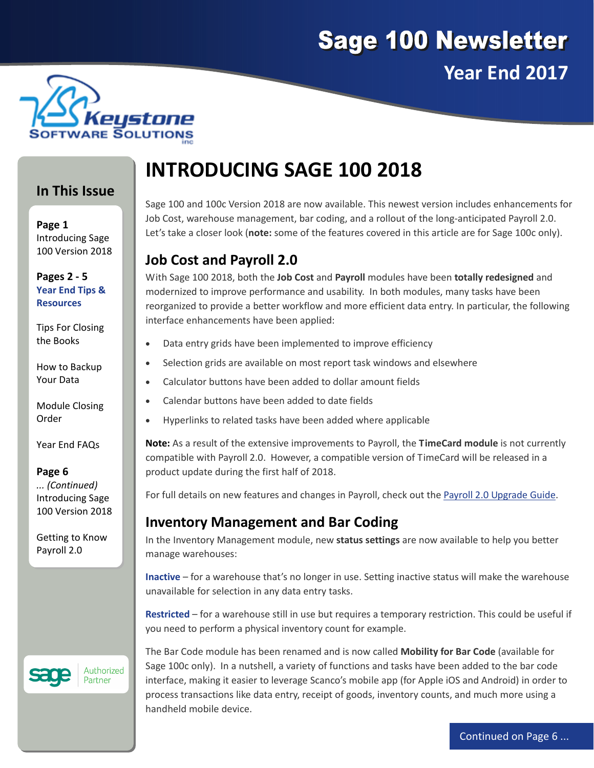# Sage 100 Newsletter

## Year End 2017

Keystone Software Solutions inc

### In This Issue

**Page 1**
Introducing Sage 100 Version 2018

**Pages 2 - 5**
**Year End Tips & Resources**

Tips For Closing the Books

How to Backup Your Data

Module Closing Order

Year End FAQs

**Page 6**
*... (Continued)*
Introducing Sage 100 Version 2018

Getting to Know Payroll 2.0

sage Authorized Partner

# INTRODUCING SAGE 100 2018

Sage 100 and 100c Version 2018 are now available. This newest version includes enhancements for Job Cost, warehouse management, bar coding, and a rollout of the long-anticipated Payroll 2.0. Let's take a closer look (**note:** some of the features covered in this article are for Sage 100c only).

## Job Cost and Payroll 2.0

With Sage 100 2018, both the **Job Cost** and **Payroll** modules have been **totally redesigned** and modernized to improve performance and usability. In both modules, many tasks have been reorganized to provide a better workflow and more efficient data entry. In particular, the following interface enhancements have been applied:

- Data entry grids have been implemented to improve efficiency
- Selection grids are available on most report task windows and elsewhere
- Calculator buttons have been added to dollar amount fields
- Calendar buttons have been added to date fields
- Hyperlinks to related tasks have been added where applicable

**Note:** As a result of the extensive improvements to Payroll, the **TimeCard module** is not currently compatible with Payroll 2.0. However, a compatible version of TimeCard will be released in a product update during the first half of 2018.

For full details on new features and changes in Payroll, check out the Payroll 2.0 Upgrade Guide.

## Inventory Management and Bar Coding

In the Inventory Management module, new **status settings** are now available to help you better manage warehouses:

**Inactive** – for a warehouse that's no longer in use. Setting inactive status will make the warehouse unavailable for selection in any data entry tasks.

**Restricted** – for a warehouse still in use but requires a temporary restriction. This could be useful if you need to perform a physical inventory count for example.

The Bar Code module has been renamed and is now called **Mobility for Bar Code** (available for Sage 100c only). In a nutshell, a variety of functions and tasks have been added to the bar code interface, making it easier to leverage Scanco's mobile app (for Apple iOS and Android) in order to process transactions like data entry, receipt of goods, inventory counts, and much more using a handheld mobile device.

Continued on Page 6 ...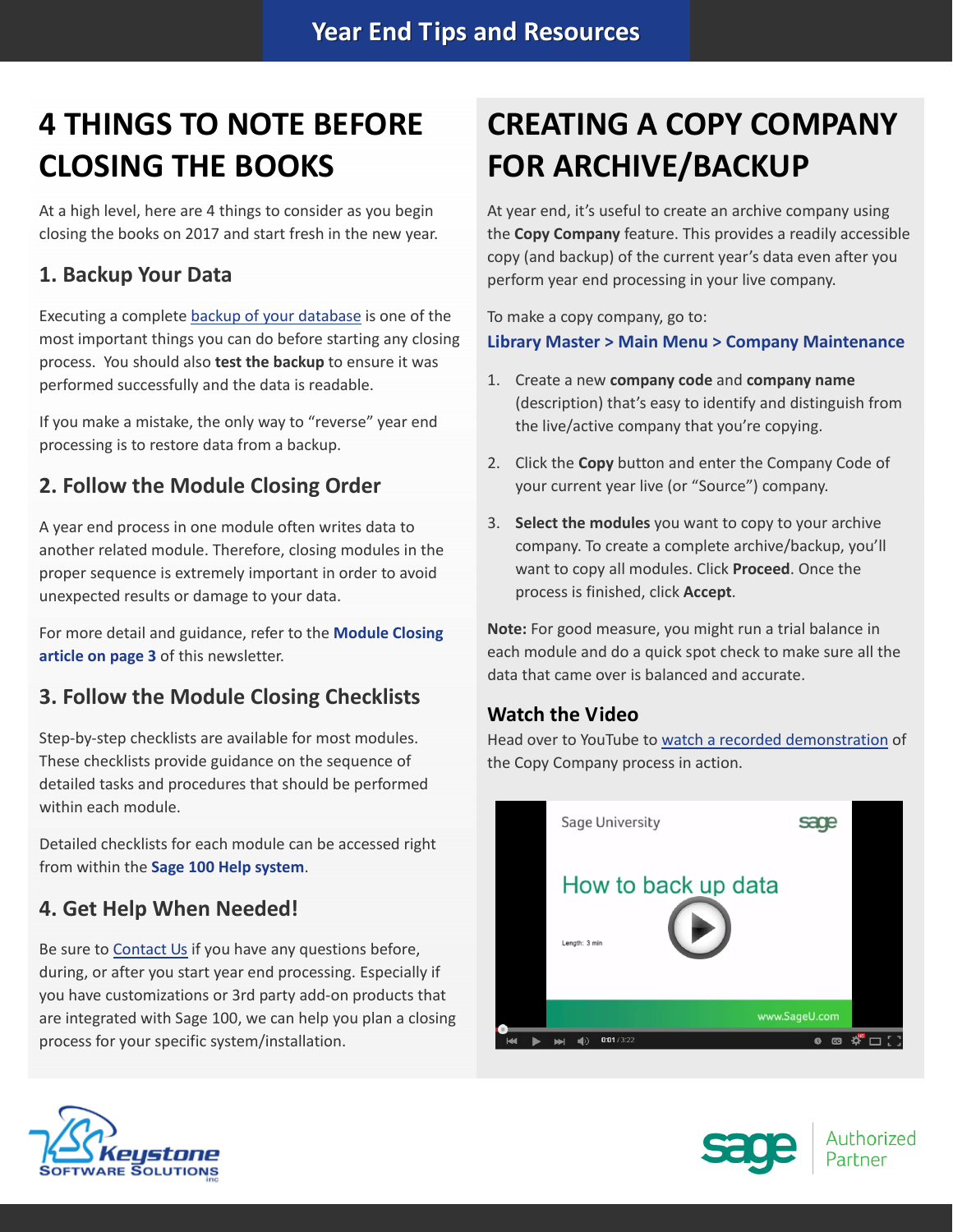# Year End Tips and Resources

## 4 THINGS TO NOTE BEFORE CLOSING THE BOOKS

At a high level, here are 4 things to consider as you begin closing the books on 2017 and start fresh in the new year.

### 1. Backup Your Data

Executing a complete backup of your database is one of the most important things you can do before starting any closing process. You should also **test the backup** to ensure it was performed successfully and the data is readable.

If you make a mistake, the only way to "reverse" year end processing is to restore data from a backup.

### 2. Follow the Module Closing Order

A year end process in one module often writes data to another related module. Therefore, closing modules in the proper sequence is extremely important in order to avoid unexpected results or damage to your data.

For more detail and guidance, refer to the **Module Closing article on page 3** of this newsletter.

### 3. Follow the Module Closing Checklists

Step-by-step checklists are available for most modules. These checklists provide guidance on the sequence of detailed tasks and procedures that should be performed within each module.

Detailed checklists for each module can be accessed right from within the **Sage 100 Help system**.

### 4. Get Help When Needed!

Be sure to Contact Us if you have any questions before, during, or after you start year end processing. Especially if you have customizations or 3rd party add-on products that are integrated with Sage 100, we can help you plan a closing process for your specific system/installation.

## CREATING A COPY COMPANY FOR ARCHIVE/BACKUP

At year end, it's useful to create an archive company using the **Copy Company** feature. This provides a readily accessible copy (and backup) of the current year's data even after you perform year end processing in your live company.

To make a copy company, go to:

**Library Master > Main Menu > Company Maintenance**

1. Create a new **company code** and **company name** (description) that's easy to identify and distinguish from the live/active company that you're copying.
2. Click the **Copy** button and enter the Company Code of your current year live (or "Source") company.
3. **Select the modules** you want to copy to your archive company. To create a complete archive/backup, you'll want to copy all modules. Click **Proceed**. Once the process is finished, click **Accept**.

**Note:** For good measure, you might run a trial balance in each module and do a quick spot check to make sure all the data that came over is balanced and accurate.

### Watch the Video

Head over to YouTube to watch a recorded demonstration of the Copy Company process in action.

Sage University

How to back up data

Length: 3 min

www.SageU.com

Keystone Software Solutions inc

sage Authorized Partner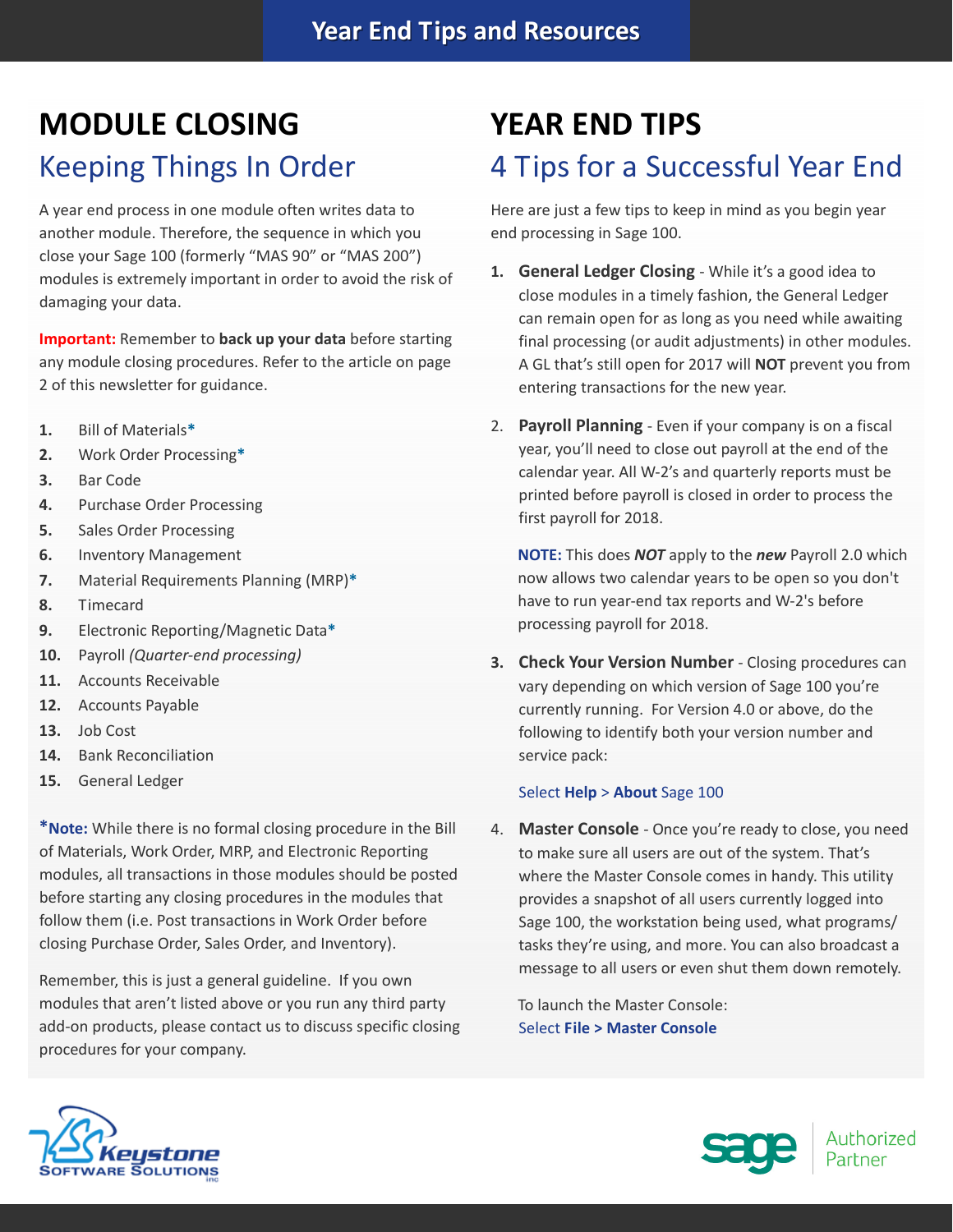# Year End Tips and Resources

## MODULE CLOSING

### Keeping Things In Order

A year end process in one module often writes data to another module. Therefore, the sequence in which you close your Sage 100 (formerly "MAS 90" or "MAS 200") modules is extremely important in order to avoid the risk of damaging your data.

**Important:** Remember to **back up your data** before starting any module closing procedures. Refer to the article on page 2 of this newsletter for guidance.

1. Bill of Materials*
2. Work Order Processing*
3. Bar Code
4. Purchase Order Processing
5. Sales Order Processing
6. Inventory Management
7. Material Requirements Planning (MRP)*
8. Timecard
9. Electronic Reporting/Magnetic Data*
10. Payroll *(Quarter-end processing)*
11. Accounts Receivable
12. Accounts Payable
13. Job Cost
14. Bank Reconciliation
15. General Ledger

***Note:** While there is no formal closing procedure in the Bill of Materials, Work Order, MRP, and Electronic Reporting modules, all transactions in those modules should be posted before starting any closing procedures in the modules that follow them (i.e. Post transactions in Work Order before closing Purchase Order, Sales Order, and Inventory).

Remember, this is just a general guideline. If you own modules that aren't listed above or you run any third party add-on products, please contact us to discuss specific closing procedures for your company.

## YEAR END TIPS

### 4 Tips for a Successful Year End

Here are just a few tips to keep in mind as you begin year end processing in Sage 100.

1. **General Ledger Closing** - While it's a good idea to close modules in a timely fashion, the General Ledger can remain open for as long as you need while awaiting final processing (or audit adjustments) in other modules. A GL that's still open for 2017 will **NOT** prevent you from entering transactions for the new year.

2. **Payroll Planning** - Even if your company is on a fiscal year, you'll need to close out payroll at the end of the calendar year. All W-2's and quarterly reports must be printed before payroll is closed in order to process the first payroll for 2018.

   **NOTE:** This does ***NOT*** apply to the ***new*** Payroll 2.0 which now allows two calendar years to be open so you don't have to run year-end tax reports and W-2's before processing payroll for 2018.

3. **Check Your Version Number** - Closing procedures can vary depending on which version of Sage 100 you're currently running. For Version 4.0 or above, do the following to identify both your version number and service pack:

   Select **Help** > **About** Sage 100

4. **Master Console** - Once you're ready to close, you need to make sure all users are out of the system. That's where the Master Console comes in handy. This utility provides a snapshot of all users currently logged into Sage 100, the workstation being used, what programs/tasks they're using, and more. You can also broadcast a message to all users or even shut them down remotely.

   To launch the Master Console:
   Select **File > Master Console**

Keystone Software Solutions inc

sage Authorized Partner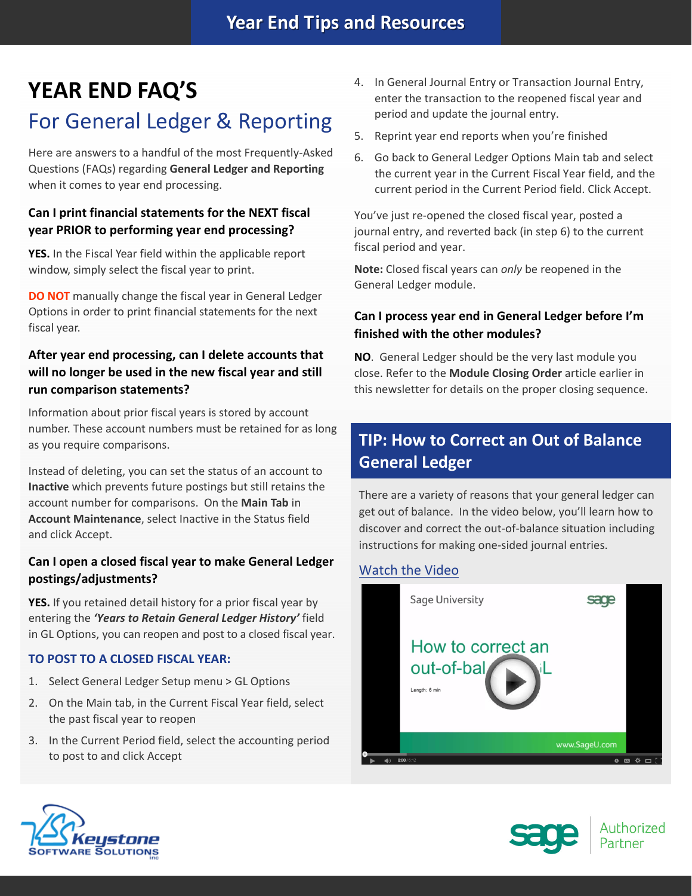# YEAR END FAQ'S

## For General Ledger & Reporting

Here are answers to a handful of the most Frequently-Asked Questions (FAQs) regarding **General Ledger and Reporting** when it comes to year end processing.

### Can I print financial statements for the NEXT fiscal year PRIOR to performing year end processing?

**YES.** In the Fiscal Year field within the applicable report window, simply select the fiscal year to print.

**DO NOT** manually change the fiscal year in General Ledger Options in order to print financial statements for the next fiscal year.

### After year end processing, can I delete accounts that will no longer be used in the new fiscal year and still run comparison statements?

Information about prior fiscal years is stored by account number. These account numbers must be retained for as long as you require comparisons.

Instead of deleting, you can set the status of an account to **Inactive** which prevents future postings but still retains the account number for comparisons. On the **Main Tab** in **Account Maintenance**, select Inactive in the Status field and click Accept.

### Can I open a closed fiscal year to make General Ledger postings/adjustments?

**YES.** If you retained detail history for a prior fiscal year by entering the ***'Years to Retain General Ledger History'*** field in GL Options, you can reopen and post to a closed fiscal year.

#### TO POST TO A CLOSED FISCAL YEAR:

1. Select General Ledger Setup menu > GL Options
2. On the Main tab, in the Current Fiscal Year field, select the past fiscal year to reopen
3. In the Current Period field, select the accounting period to post to and click Accept
4. In General Journal Entry or Transaction Journal Entry, enter the transaction to the reopened fiscal year and period and update the journal entry.
5. Reprint year end reports when you're finished
6. Go back to General Ledger Options Main tab and select the current year in the Current Fiscal Year field, and the current period in the Current Period field. Click Accept.

You've just re-opened the closed fiscal year, posted a journal entry, and reverted back (in step 6) to the current fiscal period and year.

**Note:** Closed fiscal years can *only* be reopened in the General Ledger module.

### Can I process year end in General Ledger before I'm finished with the other modules?

**NO**. General Ledger should be the very last module you close. Refer to the **Module Closing Order** article earlier in this newsletter for details on the proper closing sequence.

## TIP: How to Correct an Out of Balance General Ledger

There are a variety of reasons that your general ledger can get out of balance. In the video below, you'll learn how to discover and correct the out-of-balance situation including instructions for making one-sided journal entries.

Watch the Video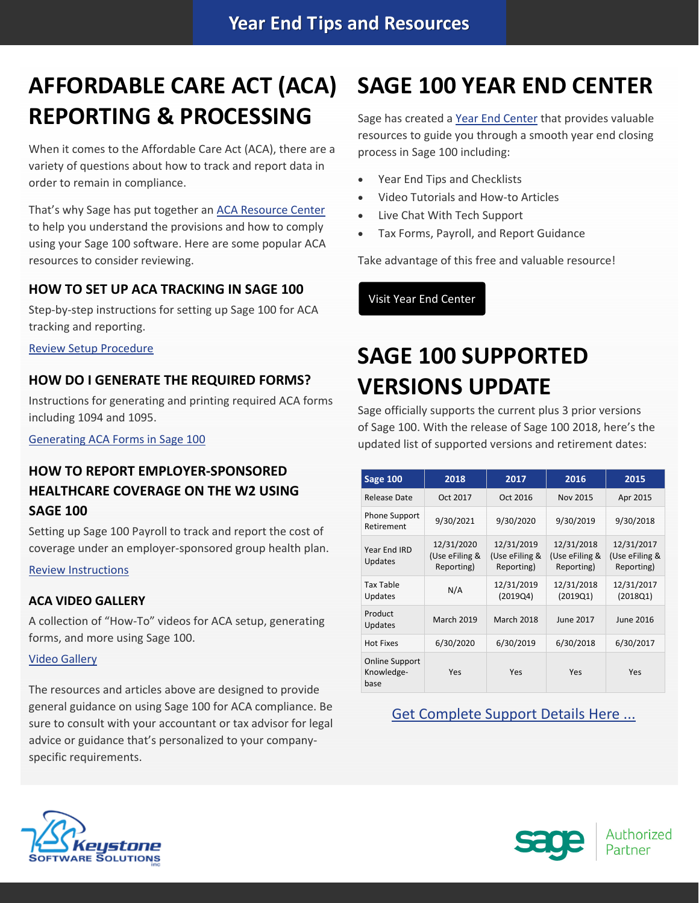# Year End Tips and Resources

## AFFORDABLE CARE ACT (ACA) REPORTING & PROCESSING

When it comes to the Affordable Care Act (ACA), there are a variety of questions about how to track and report data in order to remain in compliance.

That's why Sage has put together an ACA Resource Center to help you understand the provisions and how to comply using your Sage 100 software. Here are some popular ACA resources to consider reviewing.

### HOW TO SET UP ACA TRACKING IN SAGE 100

Step-by-step instructions for setting up Sage 100 for ACA tracking and reporting.

Review Setup Procedure

### HOW DO I GENERATE THE REQUIRED FORMS?

Instructions for generating and printing required ACA forms including 1094 and 1095.

Generating ACA Forms in Sage 100

### HOW TO REPORT EMPLOYER-SPONSORED HEALTHCARE COVERAGE ON THE W2 USING SAGE 100

Setting up Sage 100 Payroll to track and report the cost of coverage under an employer-sponsored group health plan.

Review Instructions

### ACA VIDEO GALLERY

A collection of "How-To" videos for ACA setup, generating forms, and more using Sage 100.

Video Gallery

The resources and articles above are designed to provide general guidance on using Sage 100 for ACA compliance. Be sure to consult with your accountant or tax advisor for legal advice or guidance that's personalized to your company-specific requirements.

## SAGE 100 YEAR END CENTER

Sage has created a Year End Center that provides valuable resources to guide you through a smooth year end closing process in Sage 100 including:

- Year End Tips and Checklists
- Video Tutorials and How-to Articles
- Live Chat With Tech Support
- Tax Forms, Payroll, and Report Guidance

Take advantage of this free and valuable resource!

Visit Year End Center

## SAGE 100 SUPPORTED VERSIONS UPDATE

Sage officially supports the current plus 3 prior versions of Sage 100. With the release of Sage 100 2018, here's the updated list of supported versions and retirement dates:

| Sage 100 | 2018 | 2017 | 2016 | 2015 |
|---|---|---|---|---|
| Release Date | Oct 2017 | Oct 2016 | Nov 2015 | Apr 2015 |
| Phone Support Retirement | 9/30/2021 | 9/30/2020 | 9/30/2019 | 9/30/2018 |
| Year End IRD Updates | 12/31/2020 (Use eFiling & Reporting) | 12/31/2019 (Use eFiling & Reporting) | 12/31/2018 (Use eFiling & Reporting) | 12/31/2017 (Use eFiling & Reporting) |
| Tax Table Updates | N/A | 12/31/2019 (2019Q4) | 12/31/2018 (2019Q1) | 12/31/2017 (2018Q1) |
| Product Updates | March 2019 | March 2018 | June 2017 | June 2016 |
| Hot Fixes | 6/30/2020 | 6/30/2019 | 6/30/2018 | 6/30/2017 |
| Online Support Knowledge-base | Yes | Yes | Yes | Yes |

Get Complete Support Details Here ...

Keystone Software Solutions inc

sage Authorized Partner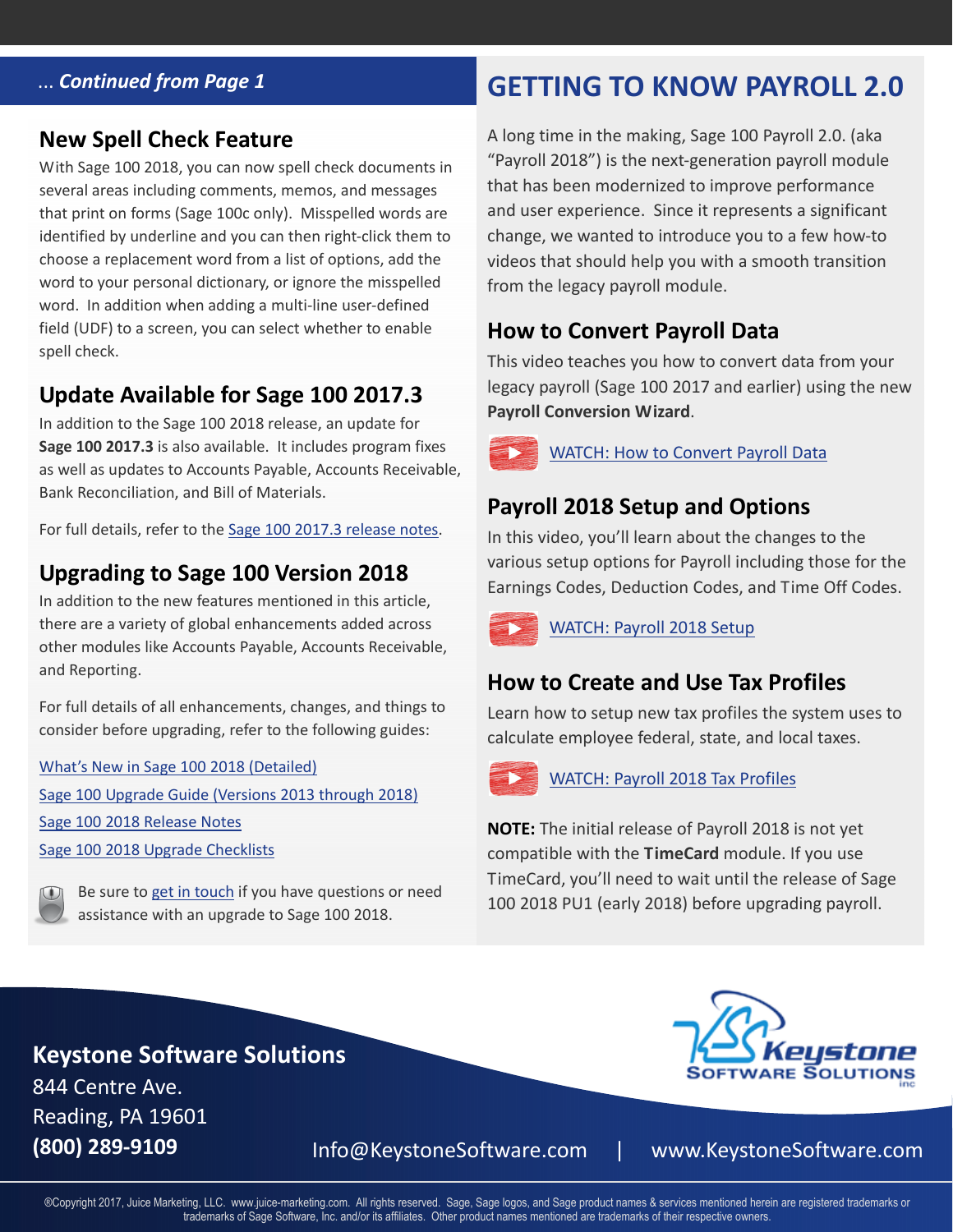*... Continued from Page 1*

## New Spell Check Feature

With Sage 100 2018, you can now spell check documents in several areas including comments, memos, and messages that print on forms (Sage 100c only). Misspelled words are identified by underline and you can then right-click them to choose a replacement word from a list of options, add the word to your personal dictionary, or ignore the misspelled word. In addition when adding a multi-line user-defined field (UDF) to a screen, you can select whether to enable spell check.

## Update Available for Sage 100 2017.3

In addition to the Sage 100 2018 release, an update for **Sage 100 2017.3** is also available. It includes program fixes as well as updates to Accounts Payable, Accounts Receivable, Bank Reconciliation, and Bill of Materials.

For full details, refer to the Sage 100 2017.3 release notes.

## Upgrading to Sage 100 Version 2018

In addition to the new features mentioned in this article, there are a variety of global enhancements added across other modules like Accounts Payable, Accounts Receivable, and Reporting.

For full details of all enhancements, changes, and things to consider before upgrading, refer to the following guides:

What's New in Sage 100 2018 (Detailed)
Sage 100 Upgrade Guide (Versions 2013 through 2018)
Sage 100 2018 Release Notes
Sage 100 2018 Upgrade Checklists

Be sure to get in touch if you have questions or need assistance with an upgrade to Sage 100 2018.

# GETTING TO KNOW PAYROLL 2.0

A long time in the making, Sage 100 Payroll 2.0. (aka "Payroll 2018") is the next-generation payroll module that has been modernized to improve performance and user experience. Since it represents a significant change, we wanted to introduce you to a few how-to videos that should help you with a smooth transition from the legacy payroll module.

## How to Convert Payroll Data

This video teaches you how to convert data from your legacy payroll (Sage 100 2017 and earlier) using the new **Payroll Conversion Wizard**.

WATCH: How to Convert Payroll Data

## Payroll 2018 Setup and Options

In this video, you'll learn about the changes to the various setup options for Payroll including those for the Earnings Codes, Deduction Codes, and Time Off Codes.

WATCH: Payroll 2018 Setup

## How to Create and Use Tax Profiles

Learn how to setup new tax profiles the system uses to calculate employee federal, state, and local taxes.

WATCH: Payroll 2018 Tax Profiles

**NOTE:** The initial release of Payroll 2018 is not yet compatible with the **TimeCard** module. If you use TimeCard, you'll need to wait until the release of Sage 100 2018 PU1 (early 2018) before upgrading payroll.

**Keystone Software Solutions**
844 Centre Ave.
Reading, PA 19601
**(800) 289-9109**

Info@KeystoneSoftware.com | www.KeystoneSoftware.com

©Copyright 2017, Juice Marketing, LLC. www.juice-marketing.com. All rights reserved. Sage, Sage logos, and Sage product names & services mentioned herein are registered trademarks or trademarks of Sage Software, Inc. and/or its affiliates. Other product names mentioned are trademarks of their respective owners.